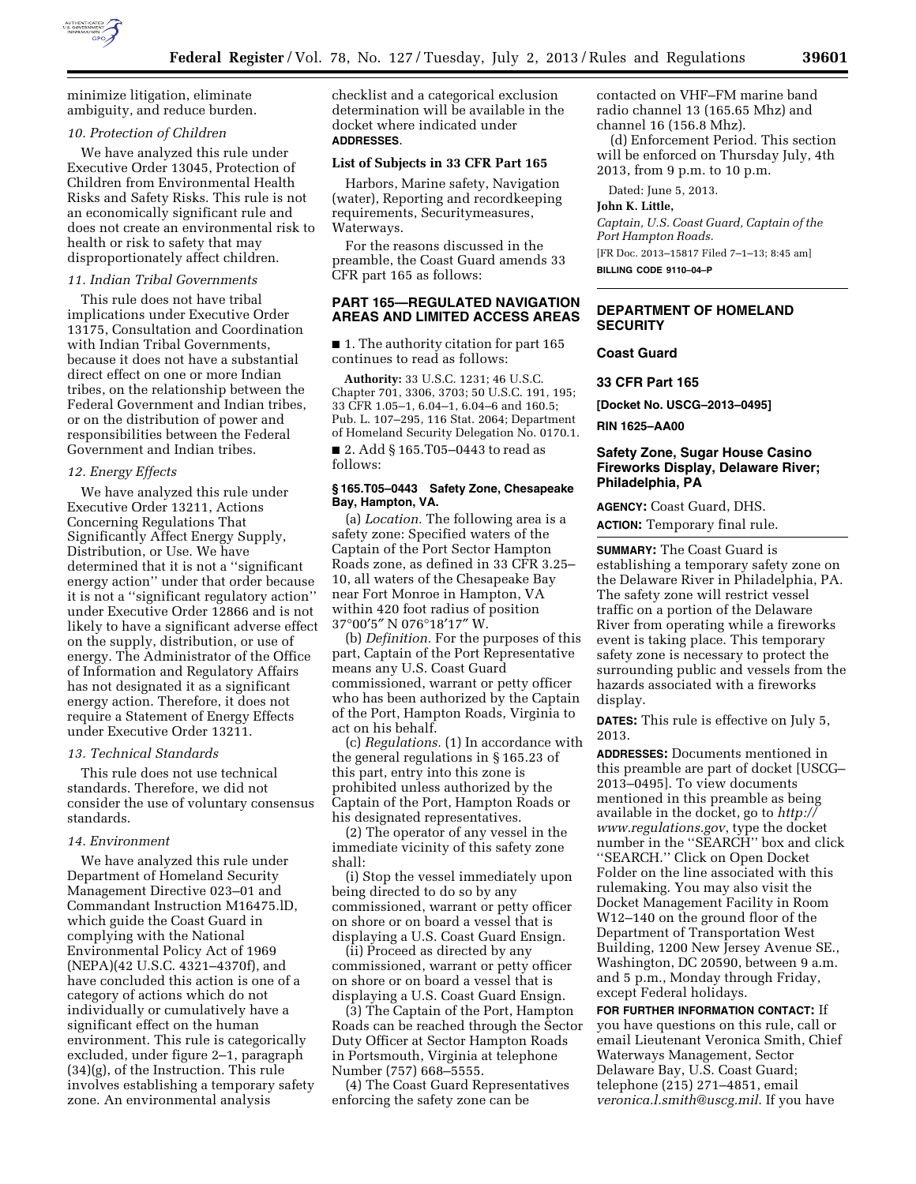minimize litigation, eliminate ambiguity, and reduce burden.

*10. Protection of Children*

We have analyzed this rule under Executive Order 13045, Protection of Children from Environmental Health Risks and Safety Risks. This rule is not an economically significant rule and does not create an environmental risk to health or risk to safety that may disproportionately affect children.

*11. Indian Tribal Governments*

This rule does not have tribal implications under Executive Order 13175, Consultation and Coordination with Indian Tribal Governments, because it does not have a substantial direct effect on one or more Indian tribes, on the relationship between the Federal Government and Indian tribes, or on the distribution of power and responsibilities between the Federal Government and Indian tribes.

*12. Energy Effects*

We have analyzed this rule under Executive Order 13211, Actions Concerning Regulations That Significantly Affect Energy Supply, Distribution, or Use. We have determined that it is not a ''significant energy action'' under that order because it is not a ''significant regulatory action'' under Executive Order 12866 and is not likely to have a significant adverse effect on the supply, distribution, or use of energy. The Administrator of the Office of Information and Regulatory Affairs has not designated it as a significant energy action. Therefore, it does not require a Statement of Energy Effects under Executive Order 13211.

*13. Technical Standards*

This rule does not use technical standards. Therefore, we did not consider the use of voluntary consensus standards.

*14. Environment*

We have analyzed this rule under Department of Homeland Security Management Directive 023–01 and Commandant Instruction M16475.lD, which guide the Coast Guard in complying with the National Environmental Policy Act of 1969 (NEPA)(42 U.S.C. 4321–4370f), and have concluded this action is one of a category of actions which do not individually or cumulatively have a significant effect on the human environment. This rule is categorically excluded, under figure 2–1, paragraph (34)(g), of the Instruction. This rule involves establishing a temporary safety zone. An environmental analysis checklist and a categorical exclusion determination will be available in the docket where indicated under **ADDRESSES**.

**List of Subjects in 33 CFR Part 165**

Harbors, Marine safety, Navigation (water), Reporting and recordkeeping requirements, Securitymeasures, Waterways.

For the reasons discussed in the preamble, the Coast Guard amends 33 CFR part 165 as follows:

## PART 165—REGULATED NAVIGATION AREAS AND LIMITED ACCESS AREAS

■ 1. The authority citation for part 165 continues to read as follows:

**Authority:** 33 U.S.C. 1231; 46 U.S.C. Chapter 701, 3306, 3703; 50 U.S.C. 191, 195; 33 CFR 1.05–1, 6.04–1, 6.04–6 and 160.5; Pub. L. 107–295, 116 Stat. 2064; Department of Homeland Security Delegation No. 0170.1.

■ 2. Add § 165.T05–0443 to read as follows:

**§ 165.T05–0443 Safety Zone, Chesapeake Bay, Hampton, VA.**

(a) *Location.* The following area is a safety zone: Specified waters of the Captain of the Port Sector Hampton Roads zone, as defined in 33 CFR 3.25–10, all waters of the Chesapeake Bay near Fort Monroe in Hampton, VA within 420 foot radius of position 37°00′5″ N 076°18′17″ W.

(b) *Definition.* For the purposes of this part, Captain of the Port Representative means any U.S. Coast Guard commissioned, warrant or petty officer who has been authorized by the Captain of the Port, Hampton Roads, Virginia to act on his behalf.

(c) *Regulations.* (1) In accordance with the general regulations in § 165.23 of this part, entry into this zone is prohibited unless authorized by the Captain of the Port, Hampton Roads or his designated representatives.

(2) The operator of any vessel in the immediate vicinity of this safety zone shall:

(i) Stop the vessel immediately upon being directed to do so by any commissioned, warrant or petty officer on shore or on board a vessel that is displaying a U.S. Coast Guard Ensign.

(ii) Proceed as directed by any commissioned, warrant or petty officer on shore or on board a vessel that is displaying a U.S. Coast Guard Ensign.

(3) The Captain of the Port, Hampton Roads can be reached through the Sector Duty Officer at Sector Hampton Roads in Portsmouth, Virginia at telephone Number (757) 668–5555.

(4) The Coast Guard Representatives enforcing the safety zone can be contacted on VHF–FM marine band radio channel 13 (165.65 Mhz) and channel 16 (156.8 Mhz).

(d) Enforcement Period. This section will be enforced on Thursday July, 4th 2013, from 9 p.m. to 10 p.m.

Dated: June 5, 2013.

**John K. Little,**

*Captain, U.S. Coast Guard, Captain of the Port Hampton Roads.*

[FR Doc. 2013–15817 Filed 7–1–13; 8:45 am]

**BILLING CODE 9110–04–P**

---

## DEPARTMENT OF HOMELAND SECURITY

## Coast Guard

## 33 CFR Part 165

**[Docket No. USCG–2013–0495]**

**RIN 1625–AA00**

## Safety Zone, Sugar House Casino Fireworks Display, Delaware River; Philadelphia, PA

**AGENCY:** Coast Guard, DHS.

**ACTION:** Temporary final rule.

**SUMMARY:** The Coast Guard is establishing a temporary safety zone on the Delaware River in Philadelphia, PA. The safety zone will restrict vessel traffic on a portion of the Delaware River from operating while a fireworks event is taking place. This temporary safety zone is necessary to protect the surrounding public and vessels from the hazards associated with a fireworks display.

**DATES:** This rule is effective on July 5, 2013.

**ADDRESSES:** Documents mentioned in this preamble are part of docket [USCG–2013–0495]. To view documents mentioned in this preamble as being available in the docket, go to *http://www.regulations.gov*, type the docket number in the ''SEARCH'' box and click ''SEARCH.'' Click on Open Docket Folder on the line associated with this rulemaking. You may also visit the Docket Management Facility in Room W12–140 on the ground floor of the Department of Transportation West Building, 1200 New Jersey Avenue SE., Washington, DC 20590, between 9 a.m. and 5 p.m., Monday through Friday, except Federal holidays.

**FOR FURTHER INFORMATION CONTACT:** If you have questions on this rule, call or email Lieutenant Veronica Smith, Chief Waterways Management, Sector Delaware Bay, U.S. Coast Guard; telephone (215) 271–4851, email *veronica.l.smith@uscg.mil*. If you have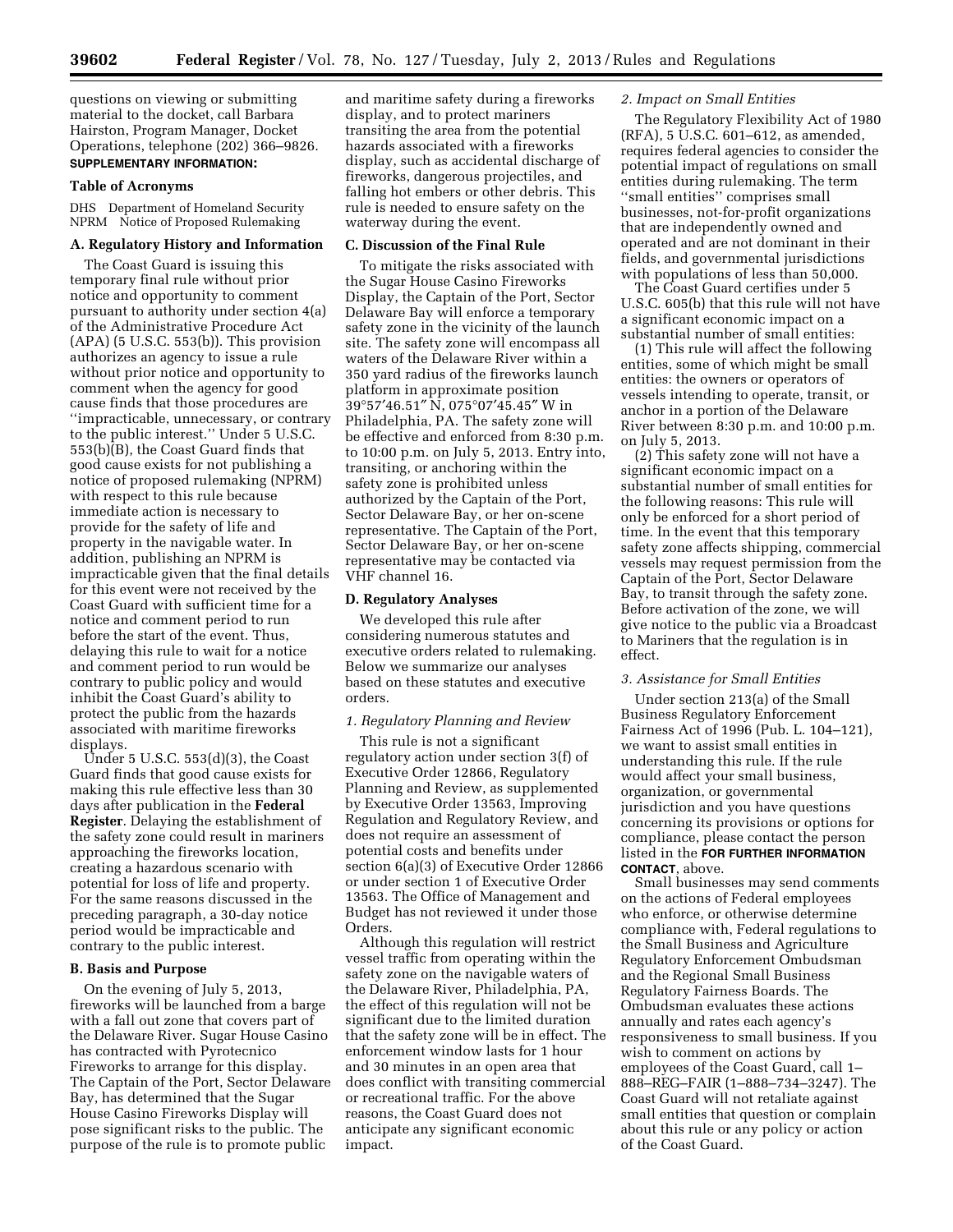questions on viewing or submitting material to the docket, call Barbara Hairston, Program Manager, Docket Operations, telephone (202) 366–9826.

**SUPPLEMENTARY INFORMATION:**

### Table of Acronyms

DHS Department of Homeland Security
NPRM Notice of Proposed Rulemaking

### A. Regulatory History and Information

The Coast Guard is issuing this temporary final rule without prior notice and opportunity to comment pursuant to authority under section 4(a) of the Administrative Procedure Act (APA) (5 U.S.C. 553(b)). This provision authorizes an agency to issue a rule without prior notice and opportunity to comment when the agency for good cause finds that those procedures are ''impracticable, unnecessary, or contrary to the public interest.'' Under 5 U.S.C. 553(b)(B), the Coast Guard finds that good cause exists for not publishing a notice of proposed rulemaking (NPRM) with respect to this rule because immediate action is necessary to provide for the safety of life and property in the navigable water. In addition, publishing an NPRM is impracticable given that the final details for this event were not received by the Coast Guard with sufficient time for a notice and comment period to run before the start of the event. Thus, delaying this rule to wait for a notice and comment period to run would be contrary to public policy and would inhibit the Coast Guard's ability to protect the public from the hazards associated with maritime fireworks displays.

Under 5 U.S.C. 553(d)(3), the Coast Guard finds that good cause exists for making this rule effective less than 30 days after publication in the **Federal Register**. Delaying the establishment of the safety zone could result in mariners approaching the fireworks location, creating a hazardous scenario with potential for loss of life and property. For the same reasons discussed in the preceding paragraph, a 30-day notice period would be impracticable and contrary to the public interest.

### B. Basis and Purpose

On the evening of July 5, 2013, fireworks will be launched from a barge with a fall out zone that covers part of the Delaware River. Sugar House Casino has contracted with Pyrotecnico Fireworks to arrange for this display. The Captain of the Port, Sector Delaware Bay, has determined that the Sugar House Casino Fireworks Display will pose significant risks to the public. The purpose of the rule is to promote public and maritime safety during a fireworks display, and to protect mariners transiting the area from the potential hazards associated with a fireworks display, such as accidental discharge of fireworks, dangerous projectiles, and falling hot embers or other debris. This rule is needed to ensure safety on the waterway during the event.

### C. Discussion of the Final Rule

To mitigate the risks associated with the Sugar House Casino Fireworks Display, the Captain of the Port, Sector Delaware Bay will enforce a temporary safety zone in the vicinity of the launch site. The safety zone will encompass all waters of the Delaware River within a 350 yard radius of the fireworks launch platform in approximate position 39°57′46.51″ N, 075°07′45.45″ W in Philadelphia, PA. The safety zone will be effective and enforced from 8:30 p.m. to 10:00 p.m. on July 5, 2013. Entry into, transiting, or anchoring within the safety zone is prohibited unless authorized by the Captain of the Port, Sector Delaware Bay, or her on-scene representative. The Captain of the Port, Sector Delaware Bay, or her on-scene representative may be contacted via VHF channel 16.

### D. Regulatory Analyses

We developed this rule after considering numerous statutes and executive orders related to rulemaking. Below we summarize our analyses based on these statutes and executive orders.

#### *1. Regulatory Planning and Review*

This rule is not a significant regulatory action under section 3(f) of Executive Order 12866, Regulatory Planning and Review, as supplemented by Executive Order 13563, Improving Regulation and Regulatory Review, and does not require an assessment of potential costs and benefits under section 6(a)(3) of Executive Order 12866 or under section 1 of Executive Order 13563. The Office of Management and Budget has not reviewed it under those Orders.

Although this regulation will restrict vessel traffic from operating within the safety zone on the navigable waters of the Delaware River, Philadelphia, PA, the effect of this regulation will not be significant due to the limited duration that the safety zone will be in effect. The enforcement window lasts for 1 hour and 30 minutes in an open area that does conflict with transiting commercial or recreational traffic. For the above reasons, the Coast Guard does not anticipate any significant economic impact.

#### *2. Impact on Small Entities*

The Regulatory Flexibility Act of 1980 (RFA), 5 U.S.C. 601–612, as amended, requires federal agencies to consider the potential impact of regulations on small entities during rulemaking. The term ''small entities'' comprises small businesses, not-for-profit organizations that are independently owned and operated and are not dominant in their fields, and governmental jurisdictions with populations of less than 50,000.

The Coast Guard certifies under 5 U.S.C. 605(b) that this rule will not have a significant economic impact on a substantial number of small entities:

(1) This rule will affect the following entities, some of which might be small entities: the owners or operators of vessels intending to operate, transit, or anchor in a portion of the Delaware River between 8:30 p.m. and 10:00 p.m. on July 5, 2013.

(2) This safety zone will not have a significant economic impact on a substantial number of small entities for the following reasons: This rule will only be enforced for a short period of time. In the event that this temporary safety zone affects shipping, commercial vessels may request permission from the Captain of the Port, Sector Delaware Bay, to transit through the safety zone. Before activation of the zone, we will give notice to the public via a Broadcast to Mariners that the regulation is in effect.

#### *3. Assistance for Small Entities*

Under section 213(a) of the Small Business Regulatory Enforcement Fairness Act of 1996 (Pub. L. 104–121), we want to assist small entities in understanding this rule. If the rule would affect your small business, organization, or governmental jurisdiction and you have questions concerning its provisions or options for compliance, please contact the person listed in the **FOR FURTHER INFORMATION CONTACT**, above.

Small businesses may send comments on the actions of Federal employees who enforce, or otherwise determine compliance with, Federal regulations to the Small Business and Agriculture Regulatory Enforcement Ombudsman and the Regional Small Business Regulatory Fairness Boards. The Ombudsman evaluates these actions annually and rates each agency's responsiveness to small business. If you wish to comment on actions by employees of the Coast Guard, call 1–888–REG–FAIR (1–888–734–3247). The Coast Guard will not retaliate against small entities that question or complain about this rule or any policy or action of the Coast Guard.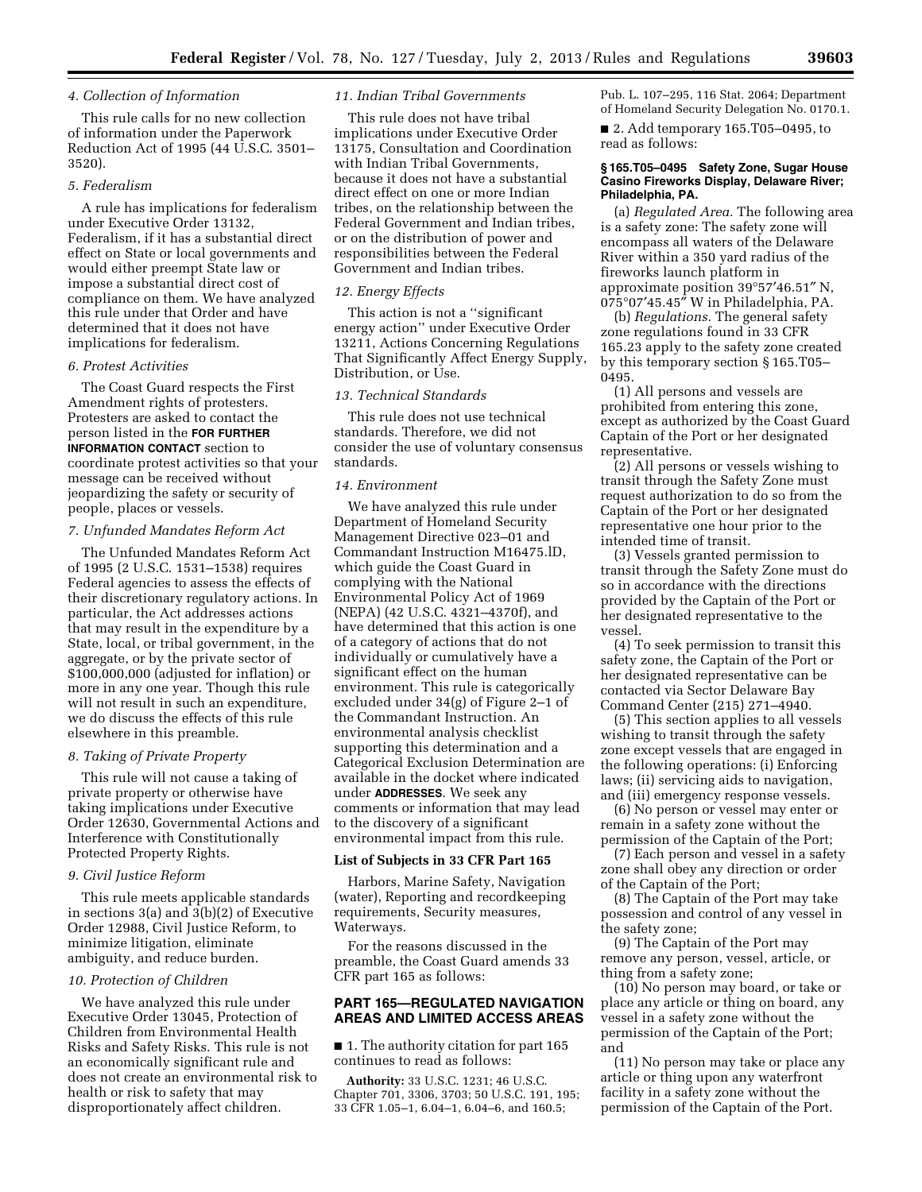### 4. Collection of Information

This rule calls for no new collection of information under the Paperwork Reduction Act of 1995 (44 U.S.C. 3501–3520).

### 5. Federalism

A rule has implications for federalism under Executive Order 13132, Federalism, if it has a substantial direct effect on State or local governments and would either preempt State law or impose a substantial direct cost of compliance on them. We have analyzed this rule under that Order and have determined that it does not have implications for federalism.

### 6. Protest Activities

The Coast Guard respects the First Amendment rights of protesters. Protesters are asked to contact the person listed in the **FOR FURTHER INFORMATION CONTACT** section to coordinate protest activities so that your message can be received without jeopardizing the safety or security of people, places or vessels.

### 7. Unfunded Mandates Reform Act

The Unfunded Mandates Reform Act of 1995 (2 U.S.C. 1531–1538) requires Federal agencies to assess the effects of their discretionary regulatory actions. In particular, the Act addresses actions that may result in the expenditure by a State, local, or tribal government, in the aggregate, or by the private sector of $100,000,000 (adjusted for inflation) or more in any one year. Though this rule will not result in such an expenditure, we do discuss the effects of this rule elsewhere in this preamble.

### 8. Taking of Private Property

This rule will not cause a taking of private property or otherwise have taking implications under Executive Order 12630, Governmental Actions and Interference with Constitutionally Protected Property Rights.

### 9. Civil Justice Reform

This rule meets applicable standards in sections 3(a) and 3(b)(2) of Executive Order 12988, Civil Justice Reform, to minimize litigation, eliminate ambiguity, and reduce burden.

### 10. Protection of Children

We have analyzed this rule under Executive Order 13045, Protection of Children from Environmental Health Risks and Safety Risks. This rule is not an economically significant rule and does not create an environmental risk to health or risk to safety that may disproportionately affect children.

### 11. Indian Tribal Governments

This rule does not have tribal implications under Executive Order 13175, Consultation and Coordination with Indian Tribal Governments, because it does not have a substantial direct effect on one or more Indian tribes, on the relationship between the Federal Government and Indian tribes, or on the distribution of power and responsibilities between the Federal Government and Indian tribes.

### 12. Energy Effects

This action is not a ''significant energy action'' under Executive Order 13211, Actions Concerning Regulations That Significantly Affect Energy Supply, Distribution, or Use.

### 13. Technical Standards

This rule does not use technical standards. Therefore, we did not consider the use of voluntary consensus standards.

### 14. Environment

We have analyzed this rule under Department of Homeland Security Management Directive 023–01 and Commandant Instruction M16475.lD, which guide the Coast Guard in complying with the National Environmental Policy Act of 1969 (NEPA) (42 U.S.C. 4321–4370f), and have determined that this action is one of a category of actions that do not individually or cumulatively have a significant effect on the human environment. This rule is categorically excluded under 34(g) of Figure 2–1 of the Commandant Instruction. An environmental analysis checklist supporting this determination and a Categorical Exclusion Determination are available in the docket where indicated under **ADDRESSES**. We seek any comments or information that may lead to the discovery of a significant environmental impact from this rule.

## List of Subjects in 33 CFR Part 165

Harbors, Marine Safety, Navigation (water), Reporting and recordkeeping requirements, Security measures, Waterways.

For the reasons discussed in the preamble, the Coast Guard amends 33 CFR part 165 as follows:

## PART 165—REGULATED NAVIGATION AREAS AND LIMITED ACCESS AREAS

■ 1. The authority citation for part 165 continues to read as follows:

**Authority:** 33 U.S.C. 1231; 46 U.S.C. Chapter 701, 3306, 3703; 50 U.S.C. 191, 195; 33 CFR 1.05–1, 6.04–1, 6.04–6, and 160.5; Pub. L. 107–295, 116 Stat. 2064; Department of Homeland Security Delegation No. 0170.1.

■ 2. Add temporary 165.T05–0495, to read as follows:

#### § 165.T05–0495 Safety Zone, Sugar House Casino Fireworks Display, Delaware River; Philadelphia, PA.

(a) *Regulated Area.* The following area is a safety zone: The safety zone will encompass all waters of the Delaware River within a 350 yard radius of the fireworks launch platform in approximate position 39°57′46.51″ N, 075°07′45.45″ W in Philadelphia, PA.

(b) *Regulations.* The general safety zone regulations found in 33 CFR 165.23 apply to the safety zone created by this temporary section § 165.T05–0495.

(1) All persons and vessels are prohibited from entering this zone, except as authorized by the Coast Guard Captain of the Port or her designated representative.

(2) All persons or vessels wishing to transit through the Safety Zone must request authorization to do so from the Captain of the Port or her designated representative one hour prior to the intended time of transit.

(3) Vessels granted permission to transit through the Safety Zone must do so in accordance with the directions provided by the Captain of the Port or her designated representative to the vessel.

(4) To seek permission to transit this safety zone, the Captain of the Port or her designated representative can be contacted via Sector Delaware Bay Command Center (215) 271–4940.

(5) This section applies to all vessels wishing to transit through the safety zone except vessels that are engaged in the following operations: (i) Enforcing laws; (ii) servicing aids to navigation, and (iii) emergency response vessels.

(6) No person or vessel may enter or remain in a safety zone without the permission of the Captain of the Port;

(7) Each person and vessel in a safety zone shall obey any direction or order of the Captain of the Port;

(8) The Captain of the Port may take possession and control of any vessel in the safety zone;

(9) The Captain of the Port may remove any person, vessel, article, or thing from a safety zone;

(10) No person may board, or take or place any article or thing on board, any vessel in a safety zone without the permission of the Captain of the Port; and

(11) No person may take or place any article or thing upon any waterfront facility in a safety zone without the permission of the Captain of the Port.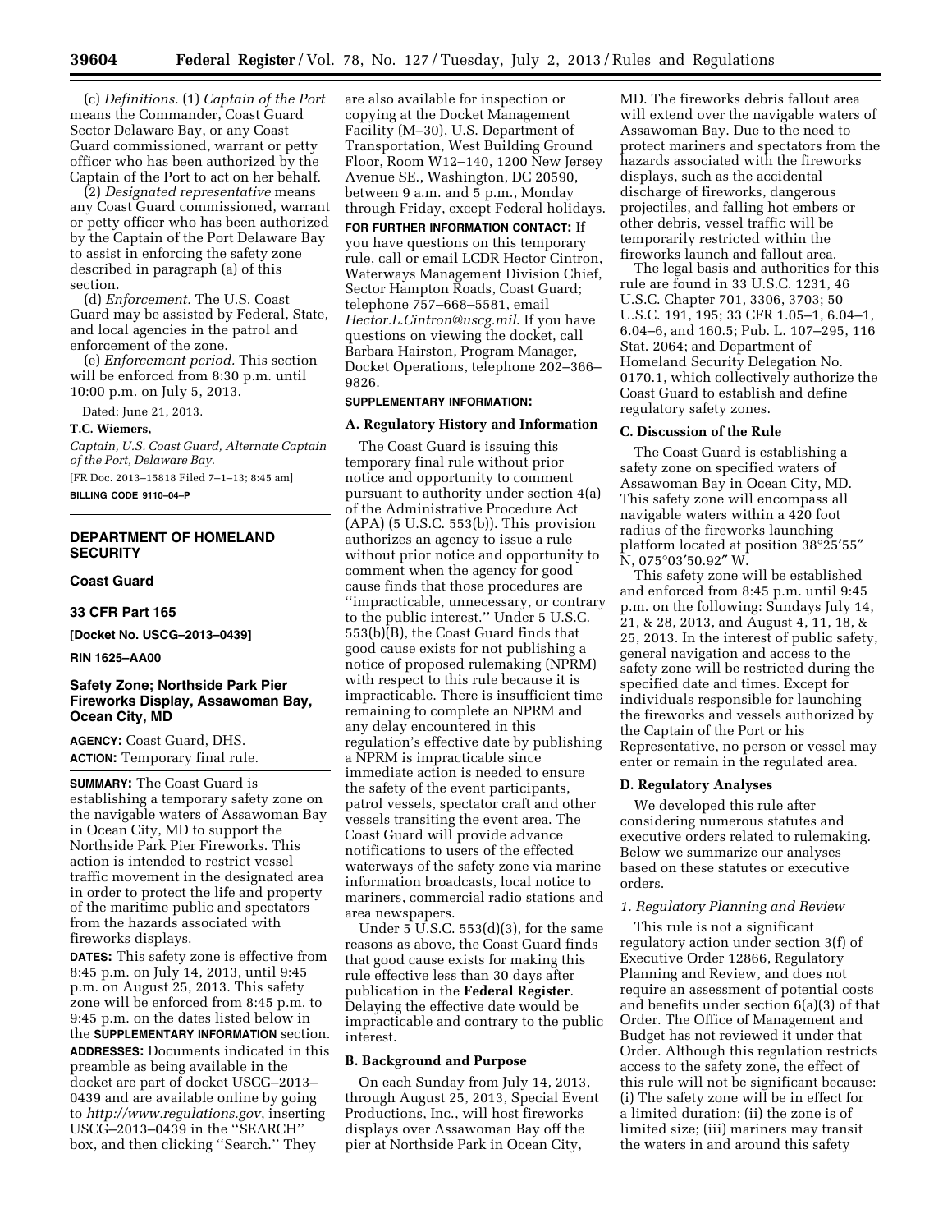(c) *Definitions.* (1) *Captain of the Port* means the Commander, Coast Guard Sector Delaware Bay, or any Coast Guard commissioned, warrant or petty officer who has been authorized by the Captain of the Port to act on her behalf.

(2) *Designated representative* means any Coast Guard commissioned, warrant or petty officer who has been authorized by the Captain of the Port Delaware Bay to assist in enforcing the safety zone described in paragraph (a) of this section.

(d) *Enforcement.* The U.S. Coast Guard may be assisted by Federal, State, and local agencies in the patrol and enforcement of the zone.

(e) *Enforcement period.* This section will be enforced from 8:30 p.m. until 10:00 p.m. on July 5, 2013.

Dated: June 21, 2013.

**T.C. Wiemers,**

*Captain, U.S. Coast Guard, Alternate Captain of the Port, Delaware Bay.*

[FR Doc. 2013–15818 Filed 7–1–13; 8:45 am]

**BILLING CODE 9110–04–P**

---

## DEPARTMENT OF HOMELAND SECURITY

### Coast Guard

### 33 CFR Part 165

**[Docket No. USCG–2013–0439]**

**RIN 1625–AA00**

## Safety Zone; Northside Park Pier Fireworks Display, Assawoman Bay, Ocean City, MD

**AGENCY:** Coast Guard, DHS.

**ACTION:** Temporary final rule.

**SUMMARY:** The Coast Guard is establishing a temporary safety zone on the navigable waters of Assawoman Bay in Ocean City, MD to support the Northside Park Pier Fireworks. This action is intended to restrict vessel traffic movement in the designated area in order to protect the life and property of the maritime public and spectators from the hazards associated with fireworks displays.

**DATES:** This safety zone is effective from 8:45 p.m. on July 14, 2013, until 9:45 p.m. on August 25, 2013. This safety zone will be enforced from 8:45 p.m. to 9:45 p.m. on the dates listed below in the **SUPPLEMENTARY INFORMATION** section.

**ADDRESSES:** Documents indicated in this preamble as being available in the docket are part of docket USCG–2013–0439 and are available online by going to *http://www.regulations.gov*, inserting USCG–2013–0439 in the ''SEARCH'' box, and then clicking ''Search.'' They are also available for inspection or copying at the Docket Management Facility (M–30), U.S. Department of Transportation, West Building Ground Floor, Room W12–140, 1200 New Jersey Avenue SE., Washington, DC 20590, between 9 a.m. and 5 p.m., Monday through Friday, except Federal holidays.

**FOR FURTHER INFORMATION CONTACT:** If you have questions on this temporary rule, call or email LCDR Hector Cintron, Waterways Management Division Chief, Sector Hampton Roads, Coast Guard; telephone 757–668–5581, email *Hector.L.Cintron@uscg.mil.* If you have questions on viewing the docket, call Barbara Hairston, Program Manager, Docket Operations, telephone 202–366–9826.

**SUPPLEMENTARY INFORMATION:**

### A. Regulatory History and Information

The Coast Guard is issuing this temporary final rule without prior notice and opportunity to comment pursuant to authority under section 4(a) of the Administrative Procedure Act (APA) (5 U.S.C. 553(b)). This provision authorizes an agency to issue a rule without prior notice and opportunity to comment when the agency for good cause finds that those procedures are ''impracticable, unnecessary, or contrary to the public interest.'' Under 5 U.S.C. 553(b)(B), the Coast Guard finds that good cause exists for not publishing a notice of proposed rulemaking (NPRM) with respect to this rule because it is impracticable. There is insufficient time remaining to complete an NPRM and any delay encountered in this regulation's effective date by publishing a NPRM is impracticable since immediate action is needed to ensure the safety of the event participants, patrol vessels, spectator craft and other vessels transiting the event area. The Coast Guard will provide advance notifications to users of the effected waterways of the safety zone via marine information broadcasts, local notice to mariners, commercial radio stations and area newspapers.

Under 5 U.S.C. 553(d)(3), for the same reasons as above, the Coast Guard finds that good cause exists for making this rule effective less than 30 days after publication in the **Federal Register**. Delaying the effective date would be impracticable and contrary to the public interest.

### B. Background and Purpose

On each Sunday from July 14, 2013, through August 25, 2013, Special Event Productions, Inc., will host fireworks displays over Assawoman Bay off the pier at Northside Park in Ocean City, MD. The fireworks debris fallout area will extend over the navigable waters of Assawoman Bay. Due to the need to protect mariners and spectators from the hazards associated with the fireworks displays, such as the accidental discharge of fireworks, dangerous projectiles, and falling hot embers or other debris, vessel traffic will be temporarily restricted within the fireworks launch and fallout area.

The legal basis and authorities for this rule are found in 33 U.S.C. 1231, 46 U.S.C. Chapter 701, 3306, 3703; 50 U.S.C. 191, 195; 33 CFR 1.05–1, 6.04–1, 6.04–6, and 160.5; Pub. L. 107–295, 116 Stat. 2064; and Department of Homeland Security Delegation No. 0170.1, which collectively authorize the Coast Guard to establish and define regulatory safety zones.

### C. Discussion of the Rule

The Coast Guard is establishing a safety zone on specified waters of Assawoman Bay in Ocean City, MD. This safety zone will encompass all navigable waters within a 420 foot radius of the fireworks launching platform located at position 38°25′55″ N, 075°03′50.92″ W.

This safety zone will be established and enforced from 8:45 p.m. until 9:45 p.m. on the following: Sundays July 14, 21, & 28, 2013, and August 4, 11, 18, & 25, 2013. In the interest of public safety, general navigation and access to the safety zone will be restricted during the specified date and times. Except for individuals responsible for launching the fireworks and vessels authorized by the Captain of the Port or his Representative, no person or vessel may enter or remain in the regulated area.

### D. Regulatory Analyses

We developed this rule after considering numerous statutes and executive orders related to rulemaking. Below we summarize our analyses based on these statutes or executive orders.

#### *1. Regulatory Planning and Review*

This rule is not a significant regulatory action under section 3(f) of Executive Order 12866, Regulatory Planning and Review, and does not require an assessment of potential costs and benefits under section 6(a)(3) of that Order. The Office of Management and Budget has not reviewed it under that Order. Although this regulation restricts access to the safety zone, the effect of this rule will not be significant because: (i) The safety zone will be in effect for a limited duration; (ii) the zone is of limited size; (iii) mariners may transit the waters in and around this safety